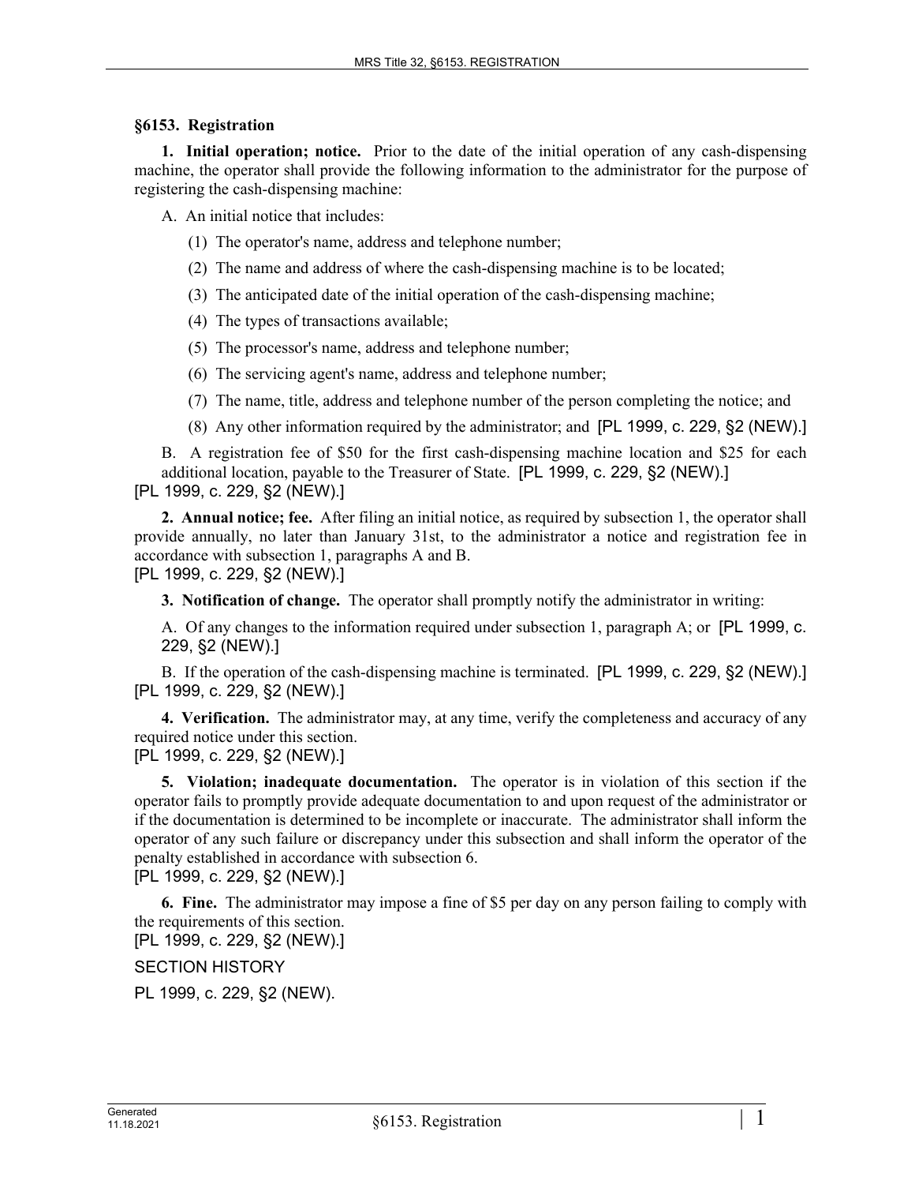**§6153. Registration**

**1. Initial operation; notice.** Prior to the date of the initial operation of any cash-dispensing machine, the operator shall provide the following information to the administrator for the purpose of registering the cash-dispensing machine:

A. An initial notice that includes:

(1) The operator's name, address and telephone number;

(2) The name and address of where the cash-dispensing machine is to be located;

(3) The anticipated date of the initial operation of the cash-dispensing machine;

(4) The types of transactions available;

(5) The processor's name, address and telephone number;

(6) The servicing agent's name, address and telephone number;

(7) The name, title, address and telephone number of the person completing the notice; and

(8) Any other information required by the administrator; and [PL 1999, c. 229, §2 (NEW).]

B. A registration fee of $50 for the first cash-dispensing machine location and $25 for each additional location, payable to the Treasurer of State. [PL 1999, c. 229, §2 (NEW).]

[PL 1999, c. 229, §2 (NEW).]

**2. Annual notice; fee.** After filing an initial notice, as required by subsection 1, the operator shall provide annually, no later than January 31st, to the administrator a notice and registration fee in accordance with subsection 1, paragraphs A and B.

[PL 1999, c. 229, §2 (NEW).]

**3. Notification of change.** The operator shall promptly notify the administrator in writing:

A. Of any changes to the information required under subsection 1, paragraph A; or [PL 1999, c. 229, §2 (NEW).]

B. If the operation of the cash-dispensing machine is terminated. [PL 1999, c. 229, §2 (NEW).]

[PL 1999, c. 229, §2 (NEW).]

**4. Verification.** The administrator may, at any time, verify the completeness and accuracy of any required notice under this section.

[PL 1999, c. 229, §2 (NEW).]

**5. Violation; inadequate documentation.** The operator is in violation of this section if the operator fails to promptly provide adequate documentation to and upon request of the administrator or if the documentation is determined to be incomplete or inaccurate. The administrator shall inform the operator of any such failure or discrepancy under this subsection and shall inform the operator of the penalty established in accordance with subsection 6.

[PL 1999, c. 229, §2 (NEW).]

**6. Fine.** The administrator may impose a fine of $5 per day on any person failing to comply with the requirements of this section.

[PL 1999, c. 229, §2 (NEW).]

SECTION HISTORY

PL 1999, c. 229, §2 (NEW).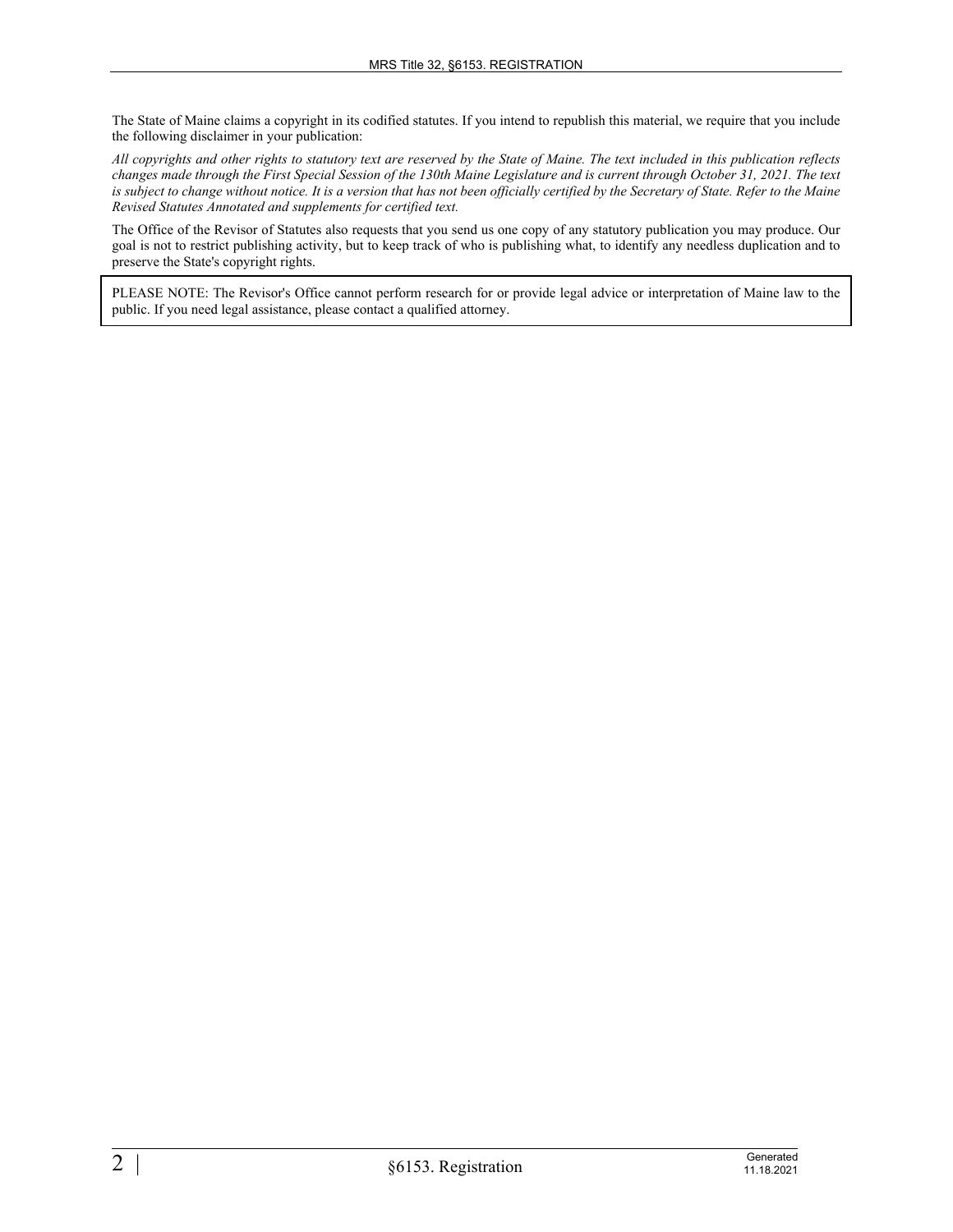The State of Maine claims a copyright in its codified statutes. If you intend to republish this material, we require that you include the following disclaimer in your publication:

*All copyrights and other rights to statutory text are reserved by the State of Maine. The text included in this publication reflects changes made through the First Special Session of the 130th Maine Legislature and is current through October 31, 2021. The text is subject to change without notice. It is a version that has not been officially certified by the Secretary of State. Refer to the Maine Revised Statutes Annotated and supplements for certified text.*

The Office of the Revisor of Statutes also requests that you send us one copy of any statutory publication you may produce. Our goal is not to restrict publishing activity, but to keep track of who is publishing what, to identify any needless duplication and to preserve the State's copyright rights.

PLEASE NOTE: The Revisor's Office cannot perform research for or provide legal advice or interpretation of Maine law to the public. If you need legal assistance, please contact a qualified attorney.